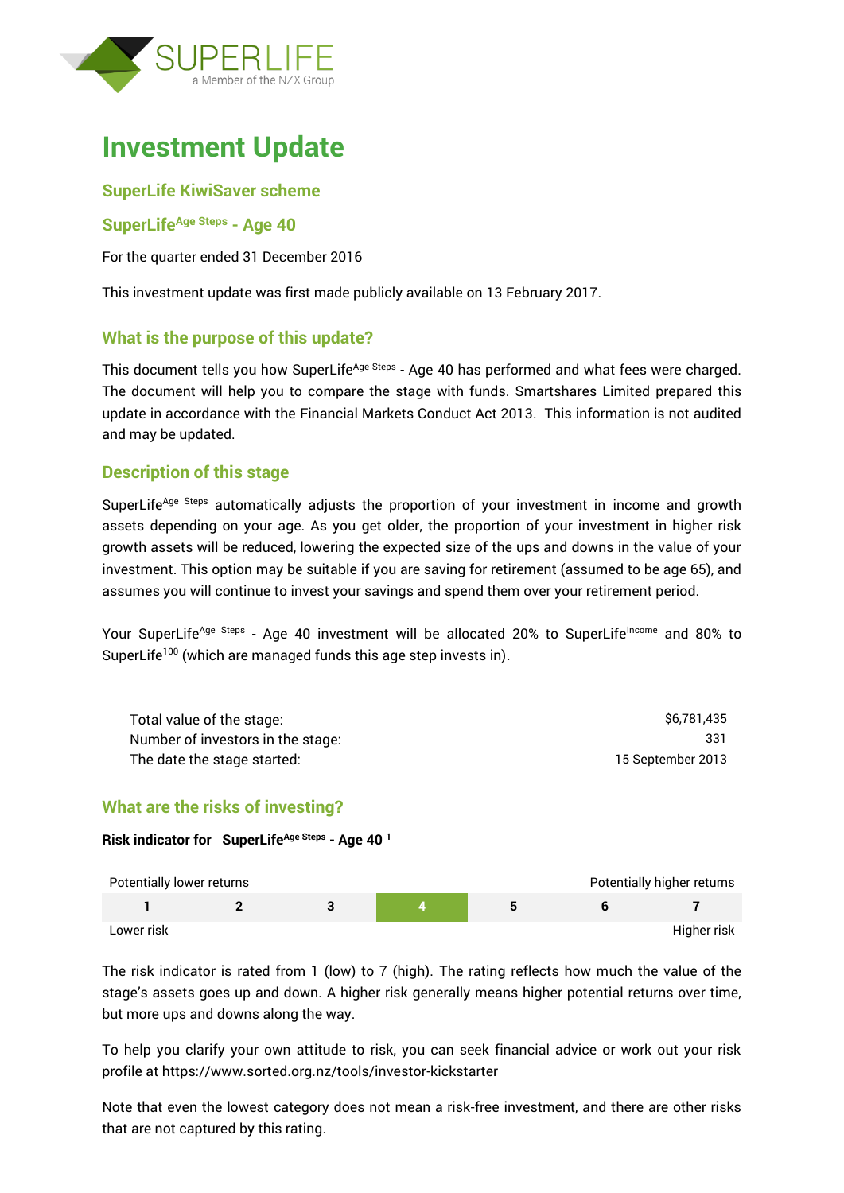# Investment Update

## SuperLife KiwiSaver scheme

## SuperLife[Age Steps] - Age 40

For the quarter ended 31 December 2016

This investment update was first made publicly available on 13 February 2017.

## What is the purpose of this update?

This document tells you how SuperLife[Age Steps] - Age 40 has performed and what fees were charged. The document will help you to compare the stage with funds. Smartshares Limited prepared this update in accordance with the Financial Markets Conduct Act 2013. This information is not audited and may be updated.

## Description of this stage

SuperLife[Age Steps] automatically adjusts the proportion of your investment in income and growth assets depending on your age. As you get older, the proportion of your investment in higher risk growth assets will be reduced, lowering the expected size of the ups and downs in the value of your investment. This option may be suitable if you are saving for retirement (assumed to be age 65), and assumes you will continue to invest your savings and spend them over your retirement period.

Your SuperLife[Age Steps] - Age 40 investment will be allocated 20% to SuperLife[Income] and 80% to SuperLife[100] (which are managed funds this age step invests in).

| | |
|---|---|
| Total value of the stage: | $6,781,435 |
| Number of investors in the stage: | 331 |
| The date the stage started: | 15 September 2013 |

## What are the risks of investing?

**Risk indicator for SuperLife[Age Steps] - Age 40 [1]**

| Potentially lower returns | | | | | | Potentially higher returns |
|---|---|---|---|---|---|---|
| 1 | 2 | 3 | **4** | 5 | 6 | 7 |
| Lower risk | | | | | | Higher risk |

The risk indicator is rated from 1 (low) to 7 (high). The rating reflects how much the value of the stage's assets goes up and down. A higher risk generally means higher potential returns over time, but more ups and downs along the way.

To help you clarify your own attitude to risk, you can seek financial advice or work out your risk profile at https://www.sorted.org.nz/tools/investor-kickstarter

Note that even the lowest category does not mean a risk-free investment, and there are other risks that are not captured by this rating.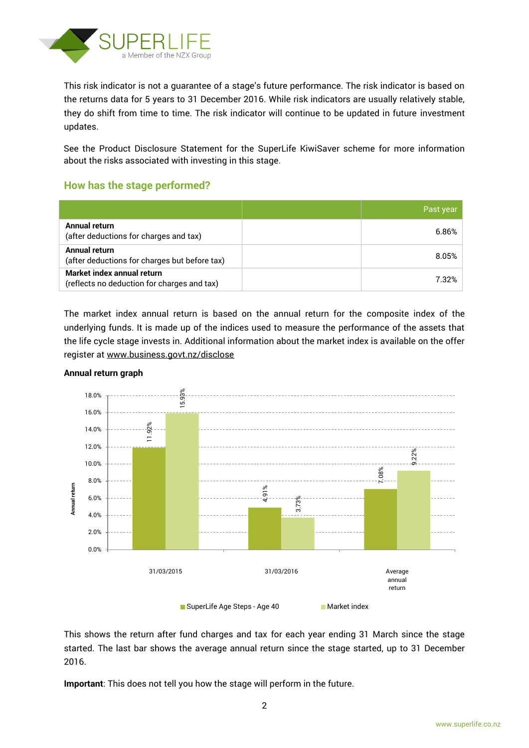This risk indicator is not a guarantee of a stage's future performance. The risk indicator is based on the returns data for 5 years to 31 December 2016. While risk indicators are usually relatively stable, they do shift from time to time. The risk indicator will continue to be updated in future investment updates.

See the Product Disclosure Statement for the SuperLife KiwiSaver scheme for more information about the risks associated with investing in this stage.

## How has the stage performed?

| | | Past year |
|---|---|---|
| **Annual return** (after deductions for charges and tax) | | 6.86% |
| **Annual return** (after deductions for charges but before tax) | | 8.05% |
| **Market index annual return** (reflects no deduction for charges and tax) | | 7.32% |

The market index annual return is based on the annual return for the composite index of the underlying funds. It is made up of the indices used to measure the performance of the assets that the life cycle stage invests in. Additional information about the market index is available on the offer register at www.business.govt.nz/disclose

**Annual return graph**

| | SuperLife Age Steps - Age 40 | Market index |
|---|---|---|
| 31/03/2015 | 11.92% | 15.93% |
| 31/03/2016 | 4.91% | 3.73% |
| Average annual return | 7.08% | 9.22% |

This shows the return after fund charges and tax for each year ending 31 March since the stage started. The last bar shows the average annual return since the stage started, up to 31 December 2016.

**Important**: This does not tell you how the stage will perform in the future.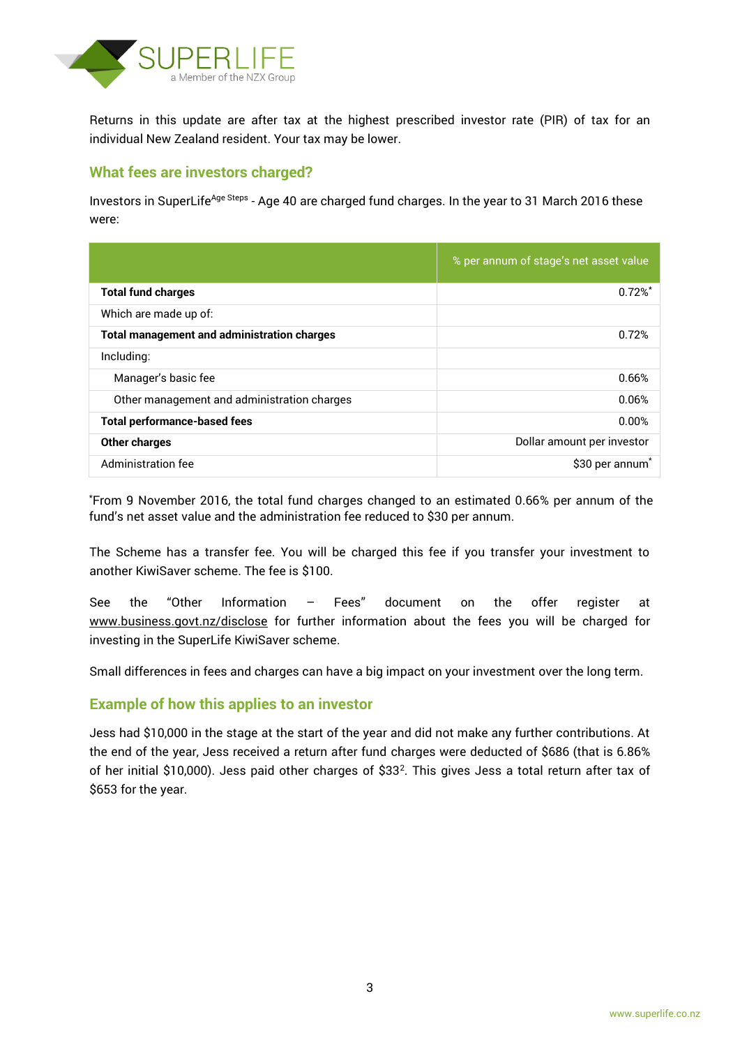Returns in this update are after tax at the highest prescribed investor rate (PIR) of tax for an individual New Zealand resident. Your tax may be lower.

## What fees are investors charged?

Investors in SuperLife$^{\text{Age Steps}}$ - Age 40 are charged fund charges. In the year to 31 March 2016 these were:

| | % per annum of stage's net asset value |
|---|---|
| **Total fund charges** | 0.72%* |
| Which are made up of: | |
| **Total management and administration charges** | 0.72% |
| Including: | |
| Manager's basic fee | 0.66% |
| Other management and administration charges | 0.06% |
| **Total performance-based fees** | 0.00% |
| **Other charges** | Dollar amount per investor |
| Administration fee | $30 per annum* |

*From 9 November 2016, the total fund charges changed to an estimated 0.66% per annum of the fund's net asset value and the administration fee reduced to $30 per annum.

The Scheme has a transfer fee. You will be charged this fee if you transfer your investment to another KiwiSaver scheme. The fee is $100.

See the "Other Information – Fees" document on the offer register at www.business.govt.nz/disclose for further information about the fees you will be charged for investing in the SuperLife KiwiSaver scheme.

Small differences in fees and charges can have a big impact on your investment over the long term.

## Example of how this applies to an investor

Jess had $10,000 in the stage at the start of the year and did not make any further contributions. At the end of the year, Jess received a return after fund charges were deducted of $686 (that is 6.86% of her initial $10,000). Jess paid other charges of $33[2]. This gives Jess a total return after tax of $653 for the year.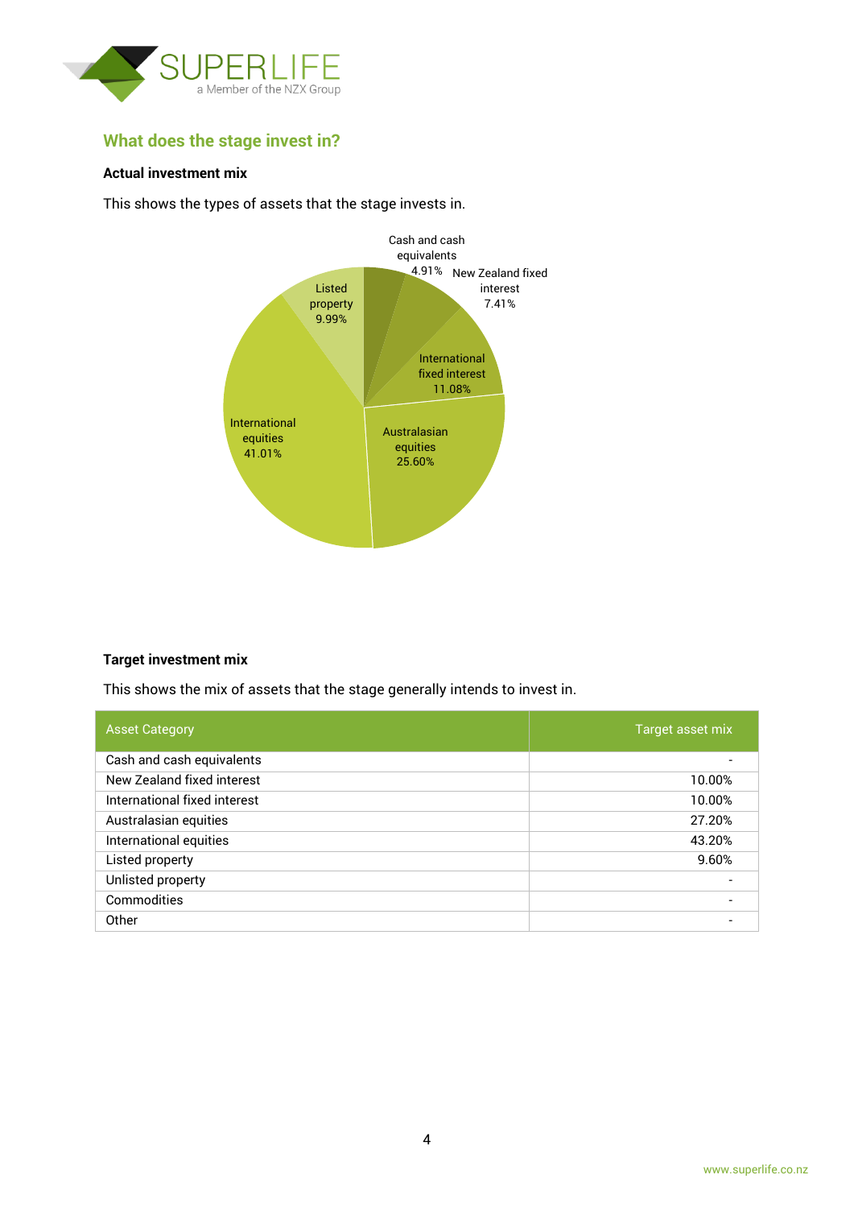## What does the stage invest in?

### Actual investment mix

This shows the types of assets that the stage invests in.

Cash and cash equivalents 4.91%

New Zealand fixed interest 7.41%

International fixed interest 11.08%

Australasian equities 25.60%

International equities 41.01%

Listed property 9.99%

### Target investment mix

This shows the mix of assets that the stage generally intends to invest in.

| Asset Category | Target asset mix |
|---|---|
| Cash and cash equivalents | - |
| New Zealand fixed interest | 10.00% |
| International fixed interest | 10.00% |
| Australasian equities | 27.20% |
| International equities | 43.20% |
| Listed property | 9.60% |
| Unlisted property | - |
| Commodities | - |
| Other | - |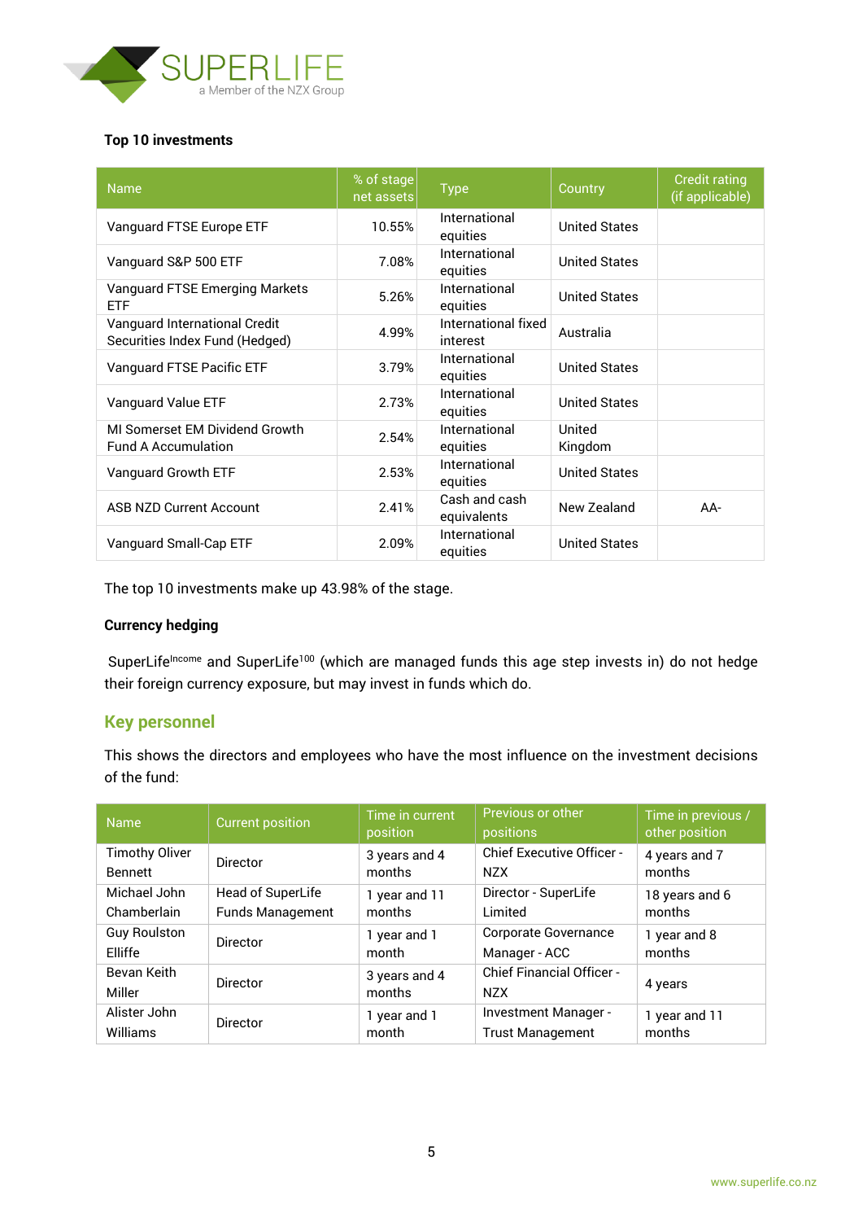**Top 10 investments**

| Name | % of stage net assets | Type | Country | Credit rating (if applicable) |
|---|---|---|---|---|
| Vanguard FTSE Europe ETF | 10.55% | International equities | United States | |
| Vanguard S&P 500 ETF | 7.08% | International equities | United States | |
| Vanguard FTSE Emerging Markets ETF | 5.26% | International equities | United States | |
| Vanguard International Credit Securities Index Fund (Hedged) | 4.99% | International fixed interest | Australia | |
| Vanguard FTSE Pacific ETF | 3.79% | International equities | United States | |
| Vanguard Value ETF | 2.73% | International equities | United States | |
| MI Somerset EM Dividend Growth Fund A Accumulation | 2.54% | International equities | United Kingdom | |
| Vanguard Growth ETF | 2.53% | International equities | United States | |
| ASB NZD Current Account | 2.41% | Cash and cash equivalents | New Zealand | AA- |
| Vanguard Small-Cap ETF | 2.09% | International equities | United States | |

The top 10 investments make up 43.98% of the stage.

**Currency hedging**

SuperLife[Income] and SuperLife[100] (which are managed funds this age step invests in) do not hedge their foreign currency exposure, but may invest in funds which do.

## Key personnel

This shows the directors and employees who have the most influence on the investment decisions of the fund:

| Name | Current position | Time in current position | Previous or other positions | Time in previous / other position |
|---|---|---|---|---|
| Timothy Oliver Bennett | Director | 3 years and 4 months | Chief Executive Officer - NZX | 4 years and 7 months |
| Michael John Chamberlain | Head of SuperLife Funds Management | 1 year and 11 months | Director - SuperLife Limited | 18 years and 6 months |
| Guy Roulston Elliffe | Director | 1 year and 1 month | Corporate Governance Manager - ACC | 1 year and 8 months |
| Bevan Keith Miller | Director | 3 years and 4 months | Chief Financial Officer - NZX | 4 years |
| Alister John Williams | Director | 1 year and 1 month | Investment Manager - Trust Management | 1 year and 11 months |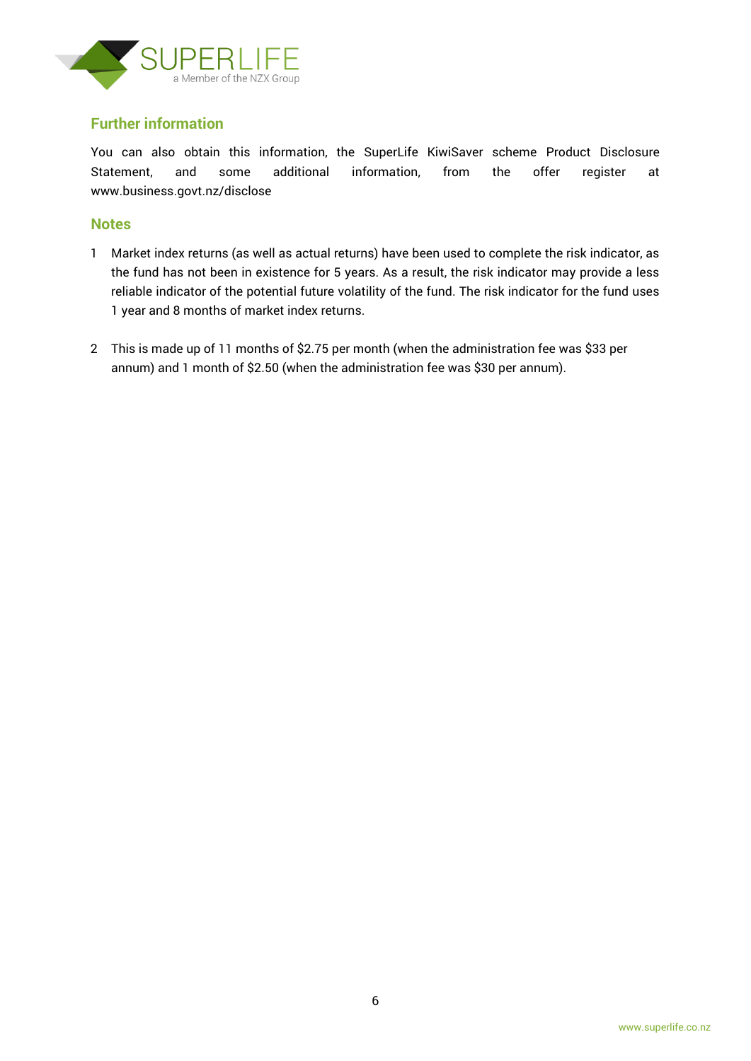## Further information

You can also obtain this information, the SuperLife KiwiSaver scheme Product Disclosure Statement, and some additional information, from the offer register at www.business.govt.nz/disclose

## Notes

1. Market index returns (as well as actual returns) have been used to complete the risk indicator, as the fund has not been in existence for 5 years. As a result, the risk indicator may provide a less reliable indicator of the potential future volatility of the fund. The risk indicator for the fund uses 1 year and 8 months of market index returns.

2. This is made up of 11 months of $2.75 per month (when the administration fee was $33 per annum) and 1 month of $2.50 (when the administration fee was $30 per annum).